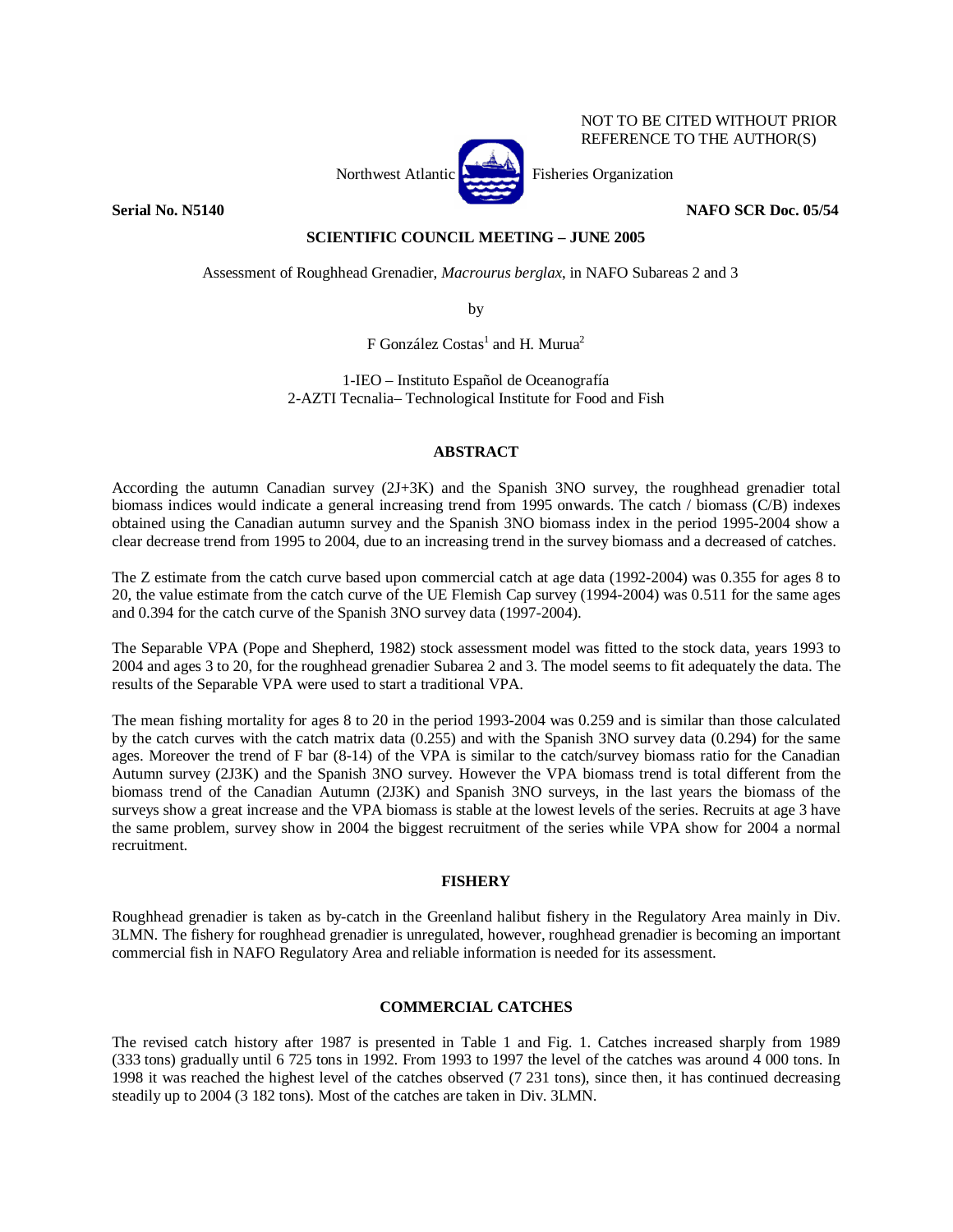NOT TO BE CITED WITHOUT PRIOR
REFERENCE TO THE AUTHOR(S)

Northwest Atlantic Fisheries Organization

**Serial No. N5140** **NAFO SCR Doc. 05/54**

**SCIENTIFIC COUNCIL MEETING – JUNE 2005**

Assessment of Roughhead Grenadier, *Macrourus berglax*, in NAFO Subareas 2 and 3

by

F González Costas[1] and H. Murua[2]

1-IEO – Instituto Español de Oceanografía
2-AZTI Tecnalia– Technological Institute for Food and Fish

## ABSTRACT

According the autumn Canadian survey (2J+3K) and the Spanish 3NO survey, the roughhead grenadier total biomass indices would indicate a general increasing trend from 1995 onwards. The catch / biomass (C/B) indexes obtained using the Canadian autumn survey and the Spanish 3NO biomass index in the period 1995-2004 show a clear decrease trend from 1995 to 2004, due to an increasing trend in the survey biomass and a decreased of catches.

The Z estimate from the catch curve based upon commercial catch at age data (1992-2004) was 0.355 for ages 8 to 20, the value estimate from the catch curve of the UE Flemish Cap survey (1994-2004) was 0.511 for the same ages and 0.394 for the catch curve of the Spanish 3NO survey data (1997-2004).

The Separable VPA (Pope and Shepherd, 1982) stock assessment model was fitted to the stock data, years 1993 to 2004 and ages 3 to 20, for the roughhead grenadier Subarea 2 and 3. The model seems to fit adequately the data. The results of the Separable VPA were used to start a traditional VPA.

The mean fishing mortality for ages 8 to 20 in the period 1993-2004 was 0.259 and is similar than those calculated by the catch curves with the catch matrix data (0.255) and with the Spanish 3NO survey data (0.294) for the same ages. Moreover the trend of F bar (8-14) of the VPA is similar to the catch/survey biomass ratio for the Canadian Autumn survey (2J3K) and the Spanish 3NO survey. However the VPA biomass trend is total different from the biomass trend of the Canadian Autumn (2J3K) and Spanish 3NO surveys, in the last years the biomass of the surveys show a great increase and the VPA biomass is stable at the lowest levels of the series. Recruits at age 3 have the same problem, survey show in 2004 the biggest recruitment of the series while VPA show for 2004 a normal recruitment.

## FISHERY

Roughhead grenadier is taken as by-catch in the Greenland halibut fishery in the Regulatory Area mainly in Div. 3LMN. The fishery for roughhead grenadier is unregulated, however, roughhead grenadier is becoming an important commercial fish in NAFO Regulatory Area and reliable information is needed for its assessment.

## COMMERCIAL CATCHES

The revised catch history after 1987 is presented in Table 1 and Fig. 1. Catches increased sharply from 1989 (333 tons) gradually until 6 725 tons in 1992. From 1993 to 1997 the level of the catches was around 4 000 tons. In 1998 it was reached the highest level of the catches observed (7 231 tons), since then, it has continued decreasing steadily up to 2004 (3 182 tons). Most of the catches are taken in Div. 3LMN.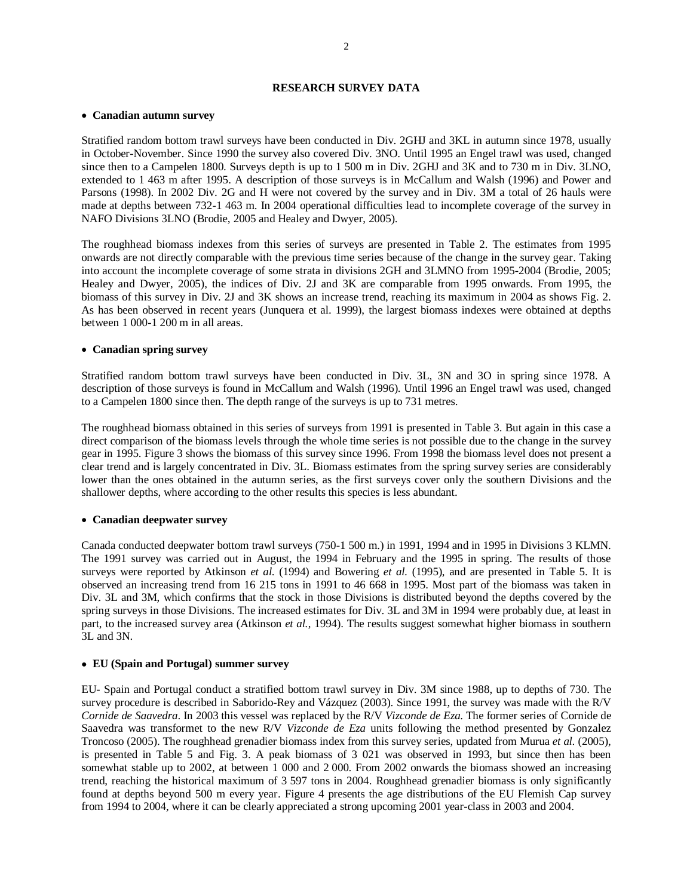## RESEARCH SURVEY DATA

- **Canadian autumn survey**

Stratified random bottom trawl surveys have been conducted in Div. 2GHJ and 3KL in autumn since 1978, usually in October-November. Since 1990 the survey also covered Div. 3NO. Until 1995 an Engel trawl was used, changed since then to a Campelen 1800. Surveys depth is up to 1 500 m in Div. 2GHJ and 3K and to 730 m in Div. 3LNO, extended to 1 463 m after 1995. A description of those surveys is in McCallum and Walsh (1996) and Power and Parsons (1998). In 2002 Div. 2G and H were not covered by the survey and in Div. 3M a total of 26 hauls were made at depths between 732-1 463 m. In 2004 operational difficulties lead to incomplete coverage of the survey in NAFO Divisions 3LNO (Brodie, 2005 and Healey and Dwyer, 2005).

The roughhead biomass indexes from this series of surveys are presented in Table 2. The estimates from 1995 onwards are not directly comparable with the previous time series because of the change in the survey gear. Taking into account the incomplete coverage of some strata in divisions 2GH and 3LMNO from 1995-2004 (Brodie, 2005; Healey and Dwyer, 2005), the indices of Div. 2J and 3K are comparable from 1995 onwards. From 1995, the biomass of this survey in Div. 2J and 3K shows an increase trend, reaching its maximum in 2004 as shows Fig. 2. As has been observed in recent years (Junquera et al. 1999), the largest biomass indexes were obtained at depths between 1 000-1 200 m in all areas.

- **Canadian spring survey**

Stratified random bottom trawl surveys have been conducted in Div. 3L, 3N and 3O in spring since 1978. A description of those surveys is found in McCallum and Walsh (1996). Until 1996 an Engel trawl was used, changed to a Campelen 1800 since then. The depth range of the surveys is up to 731 metres.

The roughhead biomass obtained in this series of surveys from 1991 is presented in Table 3. But again in this case a direct comparison of the biomass levels through the whole time series is not possible due to the change in the survey gear in 1995. Figure 3 shows the biomass of this survey since 1996. From 1998 the biomass level does not present a clear trend and is largely concentrated in Div. 3L. Biomass estimates from the spring survey series are considerably lower than the ones obtained in the autumn series, as the first surveys cover only the southern Divisions and the shallower depths, where according to the other results this species is less abundant.

- **Canadian deepwater survey**

Canada conducted deepwater bottom trawl surveys (750-1 500 m.) in 1991, 1994 and in 1995 in Divisions 3 KLMN. The 1991 survey was carried out in August, the 1994 in February and the 1995 in spring. The results of those surveys were reported by Atkinson *et al.* (1994) and Bowering *et al.* (1995), and are presented in Table 5. It is observed an increasing trend from 16 215 tons in 1991 to 46 668 in 1995. Most part of the biomass was taken in Div. 3L and 3M, which confirms that the stock in those Divisions is distributed beyond the depths covered by the spring surveys in those Divisions. The increased estimates for Div. 3L and 3M in 1994 were probably due, at least in part, to the increased survey area (Atkinson *et al.*, 1994). The results suggest somewhat higher biomass in southern 3L and 3N.

- **EU (Spain and Portugal) summer survey**

EU- Spain and Portugal conduct a stratified bottom trawl survey in Div. 3M since 1988, up to depths of 730. The survey procedure is described in Saborido-Rey and Vázquez (2003). Since 1991, the survey was made with the R/V *Cornide de Saavedra*. In 2003 this vessel was replaced by the R/V *Vizconde de Eza*. The former series of Cornide de Saavedra was transformet to the new R/V *Vizconde de Eza* units following the method presented by Gonzalez Troncoso (2005). The roughhead grenadier biomass index from this survey series, updated from Murua *et al.* (2005), is presented in Table 5 and Fig. 3. A peak biomass of 3 021 was observed in 1993, but since then has been somewhat stable up to 2002, at between 1 000 and 2 000. From 2002 onwards the biomass showed an increasing trend, reaching the historical maximum of 3 597 tons in 2004. Roughhead grenadier biomass is only significantly found at depths beyond 500 m every year. Figure 4 presents the age distributions of the EU Flemish Cap survey from 1994 to 2004, where it can be clearly appreciated a strong upcoming 2001 year-class in 2003 and 2004.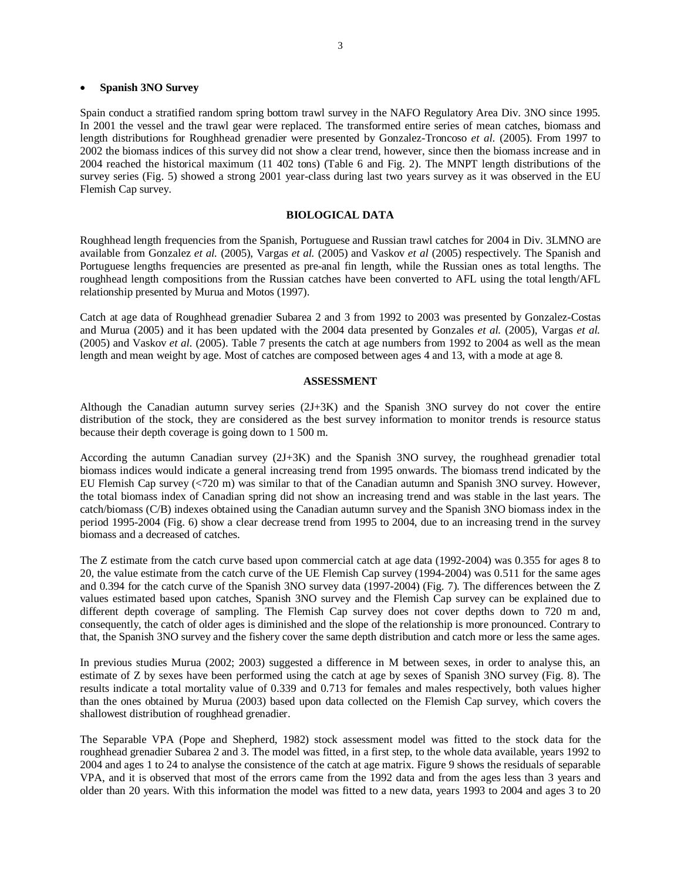- **Spanish 3NO Survey**

Spain conduct a stratified random spring bottom trawl survey in the NAFO Regulatory Area Div. 3NO since 1995. In 2001 the vessel and the trawl gear were replaced. The transformed entire series of mean catches, biomass and length distributions for Roughhead grenadier were presented by Gonzalez-Troncoso *et al*. (2005). From 1997 to 2002 the biomass indices of this survey did not show a clear trend, however, since then the biomass increase and in 2004 reached the historical maximum (11 402 tons) (Table 6 and Fig. 2). The MNPT length distributions of the survey series (Fig. 5) showed a strong 2001 year-class during last two years survey as it was observed in the EU Flemish Cap survey.

## BIOLOGICAL DATA

Roughhead length frequencies from the Spanish, Portuguese and Russian trawl catches for 2004 in Div. 3LMNO are available from Gonzalez *et al.* (2005), Vargas *et al.* (2005) and Vaskov *et al* (2005) respectively. The Spanish and Portuguese lengths frequencies are presented as pre-anal fin length, while the Russian ones as total lengths. The roughhead length compositions from the Russian catches have been converted to AFL using the total length/AFL relationship presented by Murua and Motos (1997).

Catch at age data of Roughhead grenadier Subarea 2 and 3 from 1992 to 2003 was presented by Gonzalez-Costas and Murua (2005) and it has been updated with the 2004 data presented by Gonzales *et al.* (2005), Vargas *et al.* (2005) and Vaskov *et al.* (2005). Table 7 presents the catch at age numbers from 1992 to 2004 as well as the mean length and mean weight by age. Most of catches are composed between ages 4 and 13, with a mode at age 8.

## ASSESSMENT

Although the Canadian autumn survey series (2J+3K) and the Spanish 3NO survey do not cover the entire distribution of the stock, they are considered as the best survey information to monitor trends is resource status because their depth coverage is going down to 1 500 m.

According the autumn Canadian survey (2J+3K) and the Spanish 3NO survey, the roughhead grenadier total biomass indices would indicate a general increasing trend from 1995 onwards. The biomass trend indicated by the EU Flemish Cap survey (<720 m) was similar to that of the Canadian autumn and Spanish 3NO survey. However, the total biomass index of Canadian spring did not show an increasing trend and was stable in the last years. The catch/biomass (C/B) indexes obtained using the Canadian autumn survey and the Spanish 3NO biomass index in the period 1995-2004 (Fig. 6) show a clear decrease trend from 1995 to 2004, due to an increasing trend in the survey biomass and a decreased of catches.

The Z estimate from the catch curve based upon commercial catch at age data (1992-2004) was 0.355 for ages 8 to 20, the value estimate from the catch curve of the UE Flemish Cap survey (1994-2004) was 0.511 for the same ages and 0.394 for the catch curve of the Spanish 3NO survey data (1997-2004) (Fig. 7). The differences between the Z values estimated based upon catches, Spanish 3NO survey and the Flemish Cap survey can be explained due to different depth coverage of sampling. The Flemish Cap survey does not cover depths down to 720 m and, consequently, the catch of older ages is diminished and the slope of the relationship is more pronounced. Contrary to that, the Spanish 3NO survey and the fishery cover the same depth distribution and catch more or less the same ages.

In previous studies Murua (2002; 2003) suggested a difference in M between sexes, in order to analyse this, an estimate of Z by sexes have been performed using the catch at age by sexes of Spanish 3NO survey (Fig. 8). The results indicate a total mortality value of 0.339 and 0.713 for females and males respectively, both values higher than the ones obtained by Murua (2003) based upon data collected on the Flemish Cap survey, which covers the shallowest distribution of roughhead grenadier.

The Separable VPA (Pope and Shepherd, 1982) stock assessment model was fitted to the stock data for the roughhead grenadier Subarea 2 and 3. The model was fitted, in a first step, to the whole data available, years 1992 to 2004 and ages 1 to 24 to analyse the consistence of the catch at age matrix. Figure 9 shows the residuals of separable VPA, and it is observed that most of the errors came from the 1992 data and from the ages less than 3 years and older than 20 years. With this information the model was fitted to a new data, years 1993 to 2004 and ages 3 to 20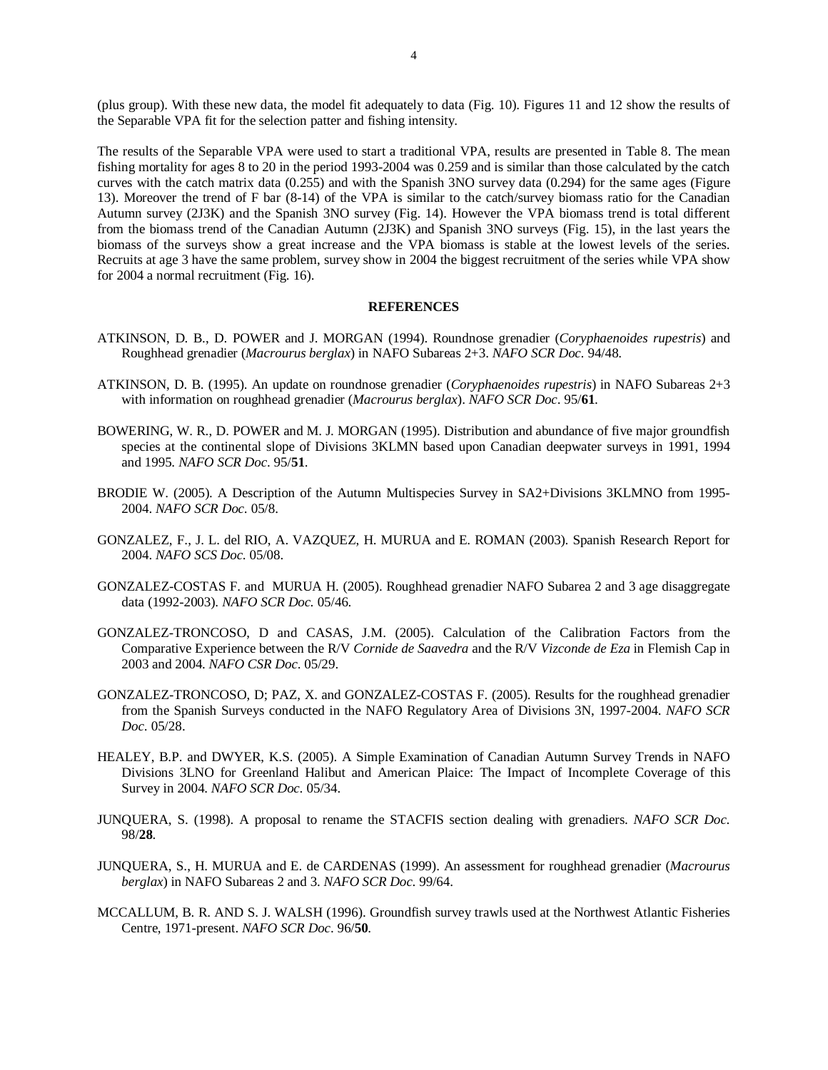(plus group). With these new data, the model fit adequately to data (Fig. 10). Figures 11 and 12 show the results of the Separable VPA fit for the selection patter and fishing intensity.

The results of the Separable VPA were used to start a traditional VPA, results are presented in Table 8. The mean fishing mortality for ages 8 to 20 in the period 1993-2004 was 0.259 and is similar than those calculated by the catch curves with the catch matrix data (0.255) and with the Spanish 3NO survey data (0.294) for the same ages (Figure 13). Moreover the trend of F bar (8-14) of the VPA is similar to the catch/survey biomass ratio for the Canadian Autumn survey (2J3K) and the Spanish 3NO survey (Fig. 14). However the VPA biomass trend is total different from the biomass trend of the Canadian Autumn (2J3K) and Spanish 3NO surveys (Fig. 15), in the last years the biomass of the surveys show a great increase and the VPA biomass is stable at the lowest levels of the series. Recruits at age 3 have the same problem, survey show in 2004 the biggest recruitment of the series while VPA show for 2004 a normal recruitment (Fig. 16).

## REFERENCES

ATKINSON, D. B., D. POWER and J. MORGAN (1994). Roundnose grenadier (*Coryphaenoides rupestris*) and Roughhead grenadier (*Macrourus berglax*) in NAFO Subareas 2+3. *NAFO SCR Doc*. 94/48.

ATKINSON, D. B. (1995). An update on roundnose grenadier (*Coryphaenoides rupestris*) in NAFO Subareas 2+3 with information on roughhead grenadier (*Macrourus berglax*). *NAFO SCR Doc*. 95/**61**.

BOWERING, W. R., D. POWER and M. J. MORGAN (1995). Distribution and abundance of five major groundfish species at the continental slope of Divisions 3KLMN based upon Canadian deepwater surveys in 1991, 1994 and 1995. *NAFO SCR Doc*. 95/**51**.

BRODIE W. (2005). A Description of the Autumn Multispecies Survey in SA2+Divisions 3KLMNO from 1995-2004. *NAFO SCR Doc*. 05/8.

GONZALEZ, F., J. L. del RIO, A. VAZQUEZ, H. MURUA and E. ROMAN (2003). Spanish Research Report for 2004. *NAFO SCS Doc*. 05/08.

GONZALEZ-COSTAS F. and MURUA H. (2005). Roughhead grenadier NAFO Subarea 2 and 3 age disaggregate data (1992-2003). *NAFO SCR Doc*. 05/46.

GONZALEZ-TRONCOSO, D and CASAS, J.M. (2005). Calculation of the Calibration Factors from the Comparative Experience between the R/V *Cornide de Saavedra* and the R/V *Vizconde de Eza* in Flemish Cap in 2003 and 2004. *NAFO CSR Doc*. 05/29.

GONZALEZ-TRONCOSO, D; PAZ, X. and GONZALEZ-COSTAS F. (2005). Results for the roughhead grenadier from the Spanish Surveys conducted in the NAFO Regulatory Area of Divisions 3N, 1997-2004. *NAFO SCR Doc*. 05/28.

HEALEY, B.P. and DWYER, K.S. (2005). A Simple Examination of Canadian Autumn Survey Trends in NAFO Divisions 3LNO for Greenland Halibut and American Plaice: The Impact of Incomplete Coverage of this Survey in 2004. *NAFO SCR Doc*. 05/34.

JUNQUERA, S. (1998). A proposal to rename the STACFIS section dealing with grenadiers. *NAFO SCR Doc*. 98/**28**.

JUNQUERA, S., H. MURUA and E. de CARDENAS (1999). An assessment for roughhead grenadier (*Macrourus berglax*) in NAFO Subareas 2 and 3. *NAFO SCR Doc*. 99/64.

MCCALLUM, B. R. AND S. J. WALSH (1996). Groundfish survey trawls used at the Northwest Atlantic Fisheries Centre, 1971-present. *NAFO SCR Doc*. 96/**50**.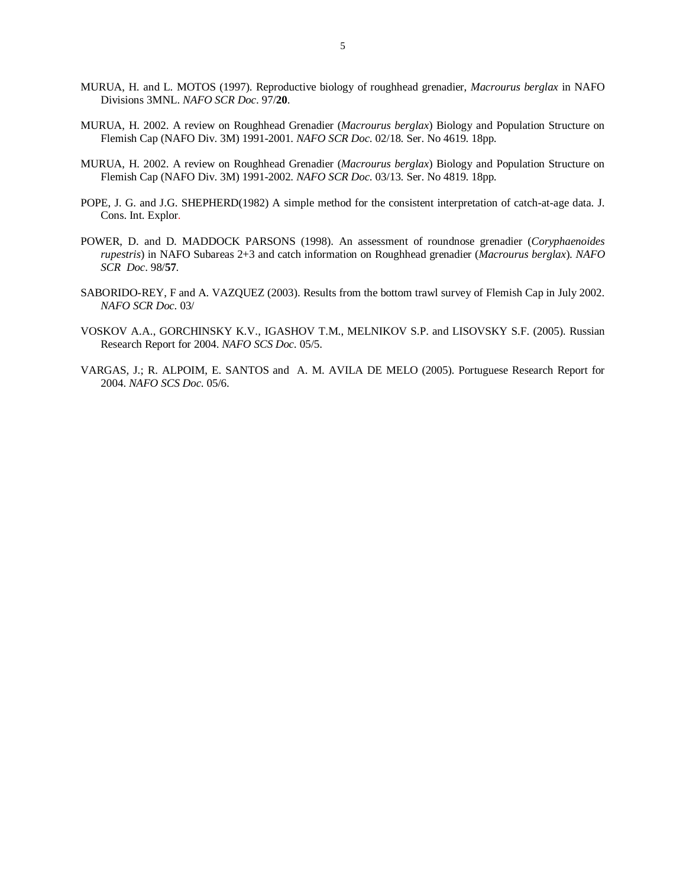MURUA, H. and L. MOTOS (1997). Reproductive biology of roughhead grenadier, *Macrourus berglax* in NAFO Divisions 3MNL. *NAFO SCR Doc*. 97/**20**.

MURUA, H. 2002. A review on Roughhead Grenadier (*Macrourus berglax*) Biology and Population Structure on Flemish Cap (NAFO Div. 3M) 1991-2001. *NAFO SCR Doc.* 02/18. Ser. No 4619. 18pp.

MURUA, H. 2002. A review on Roughhead Grenadier (*Macrourus berglax*) Biology and Population Structure on Flemish Cap (NAFO Div. 3M) 1991-2002. *NAFO SCR Doc.* 03/13. Ser. No 4819. 18pp.

POPE, J. G. and J.G. SHEPHERD(1982) A simple method for the consistent interpretation of catch-at-age data. J. Cons. Int. Explor.

POWER, D. and D. MADDOCK PARSONS (1998). An assessment of roundnose grenadier (*Coryphaenoides rupestris*) in NAFO Subareas 2+3 and catch information on Roughhead grenadier (*Macrourus berglax*). *NAFO SCR Doc*. 98/**57**.

SABORIDO-REY, F and A. VAZQUEZ (2003). Results from the bottom trawl survey of Flemish Cap in July 2002. *NAFO SCR Doc*. 03/

VOSKOV A.A., GORCHINSKY K.V., IGASHOV T.M., MELNIKOV S.P. and LISOVSKY S.F. (2005). Russian Research Report for 2004. *NAFO SCS Doc*. 05/5.

VARGAS, J.; R. ALPOIM, E. SANTOS and A. M. AVILA DE MELO (2005). Portuguese Research Report for 2004. *NAFO SCS Doc*. 05/6.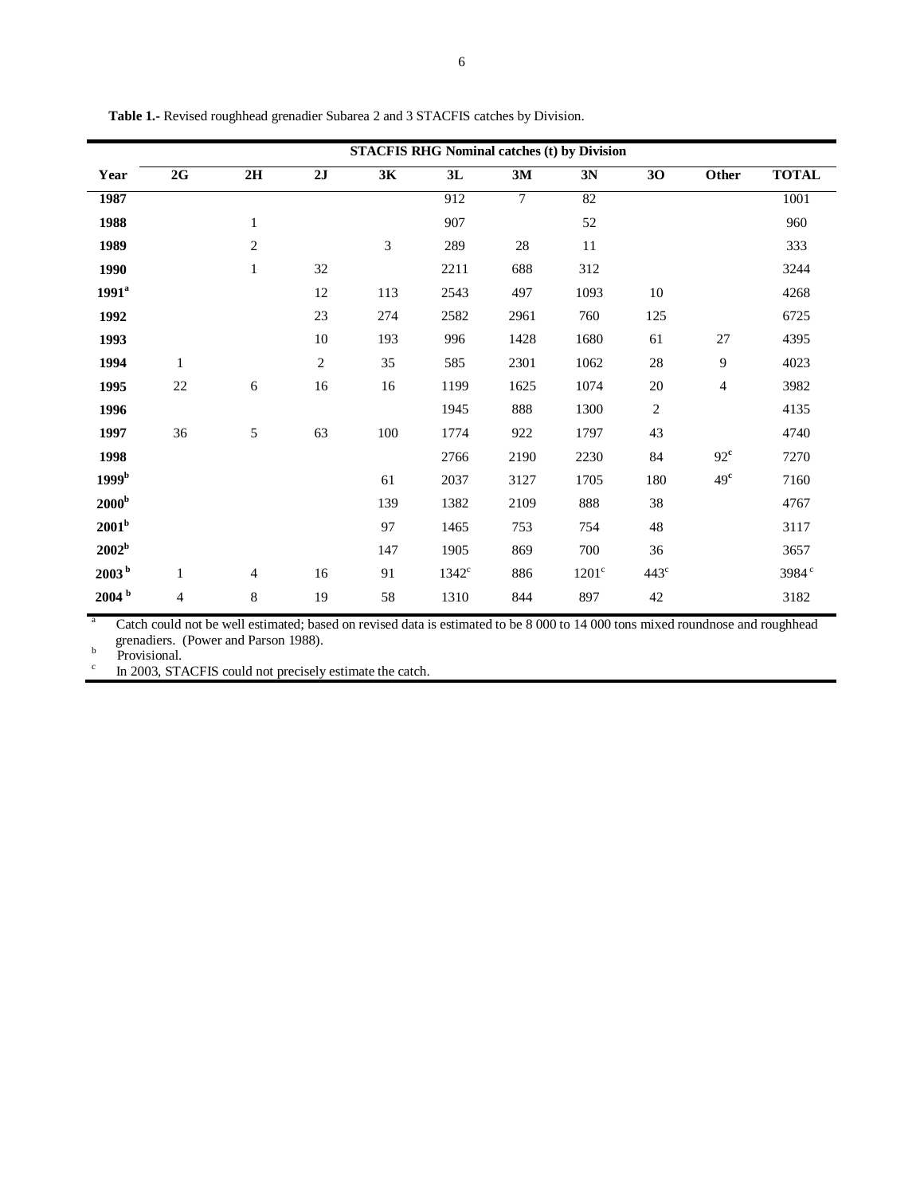**Table 1.-** Revised roughhead grenadier Subarea 2 and 3 STACFIS catches by Division.

| | STACFIS RHG Nominal catches (t) by Division | | | | | | | | | |
|---|---|---|---|---|---|---|---|---|---|---|
| **Year** | **2G** | **2H** | **2J** | **3K** | **3L** | **3M** | **3N** | **3O** | **Other** | **TOTAL** |
| **1987** | | | | | 912 | 7 | 82 | | | 1001 |
| **1988** | | 1 | | | 907 | | 52 | | | 960 |
| **1989** | | 2 | | 3 | 289 | 28 | 11 | | | 333 |
| **1990** | | 1 | 32 | | 2211 | 688 | 312 | | | 3244 |
| **1991[a]** | | | 12 | 113 | 2543 | 497 | 1093 | 10 | | 4268 |
| **1992** | | | 23 | 274 | 2582 | 2961 | 760 | 125 | | 6725 |
| **1993** | | | 10 | 193 | 996 | 1428 | 1680 | 61 | 27 | 4395 |
| **1994** | 1 | | 2 | 35 | 585 | 2301 | 1062 | 28 | 9 | 4023 |
| **1995** | 22 | 6 | 16 | 16 | 1199 | 1625 | 1074 | 20 | 4 | 3982 |
| **1996** | | | | | 1945 | 888 | 1300 | 2 | | 4135 |
| **1997** | 36 | 5 | 63 | 100 | 1774 | 922 | 1797 | 43 | | 4740 |
| **1998** | | | | | 2766 | 2190 | 2230 | 84 | 92[c] | 7270 |
| **1999[b]** | | | | 61 | 2037 | 3127 | 1705 | 180 | 49[c] | 7160 |
| **2000[b]** | | | | 139 | 1382 | 2109 | 888 | 38 | | 4767 |
| **2001[b]** | | | | 97 | 1465 | 753 | 754 | 48 | | 3117 |
| **2002[b]** | | | | 147 | 1905 | 869 | 700 | 36 | | 3657 |
| **2003[b]** | 1 | 4 | 16 | 91 | 1342[c] | 886 | 1201[c] | 443[c] | | 3984[c] |
| **2004[b]** | 4 | 8 | 19 | 58 | 1310 | 844 | 897 | 42 | | 3182 |

[a] Catch could not be well estimated; based on revised data is estimated to be 8 000 to 14 000 tons mixed roundnose and roughhead grenadiers. (Power and Parson 1988).

[b] Provisional.

[c] In 2003, STACFIS could not precisely estimate the catch.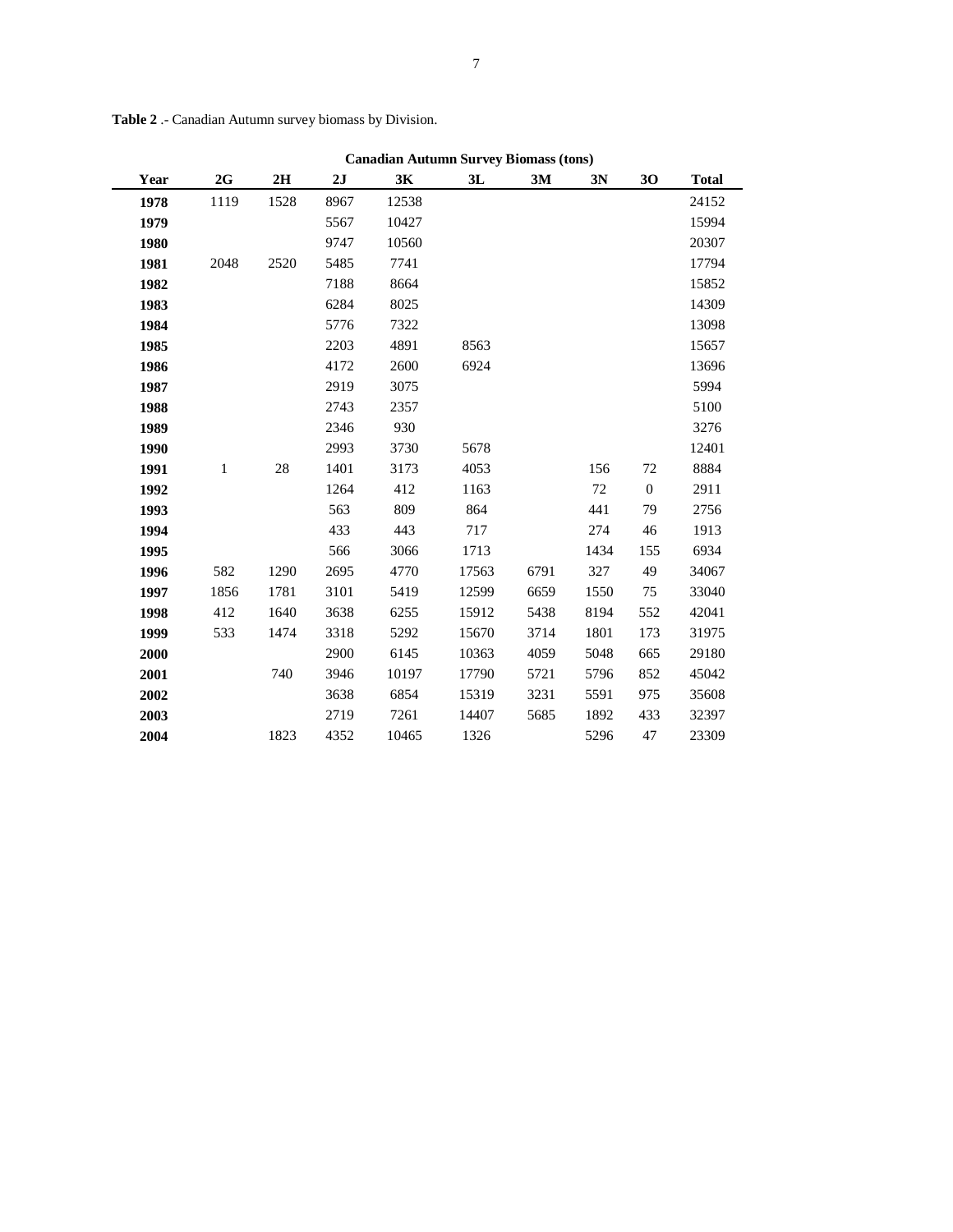**Table 2** .- Canadian Autumn survey biomass by Division.

| | Canadian Autumn Survey Biomass (tons) | | | | | | | | |
|---|---|---|---|---|---|---|---|---|---|
| **Year** | **2G** | **2H** | **2J** | **3K** | **3L** | **3M** | **3N** | **3O** | **Total** |
| **1978** | 1119 | 1528 | 8967 | 12538 | | | | | 24152 |
| **1979** | | | 5567 | 10427 | | | | | 15994 |
| **1980** | | | 9747 | 10560 | | | | | 20307 |
| **1981** | 2048 | 2520 | 5485 | 7741 | | | | | 17794 |
| **1982** | | | 7188 | 8664 | | | | | 15852 |
| **1983** | | | 6284 | 8025 | | | | | 14309 |
| **1984** | | | 5776 | 7322 | | | | | 13098 |
| **1985** | | | 2203 | 4891 | 8563 | | | | 15657 |
| **1986** | | | 4172 | 2600 | 6924 | | | | 13696 |
| **1987** | | | 2919 | 3075 | | | | | 5994 |
| **1988** | | | 2743 | 2357 | | | | | 5100 |
| **1989** | | | 2346 | 930 | | | | | 3276 |
| **1990** | | | 2993 | 3730 | 5678 | | | | 12401 |
| **1991** | 1 | 28 | 1401 | 3173 | 4053 | | 156 | 72 | 8884 |
| **1992** | | | 1264 | 412 | 1163 | | 72 | 0 | 2911 |
| **1993** | | | 563 | 809 | 864 | | 441 | 79 | 2756 |
| **1994** | | | 433 | 443 | 717 | | 274 | 46 | 1913 |
| **1995** | | | 566 | 3066 | 1713 | | 1434 | 155 | 6934 |
| **1996** | 582 | 1290 | 2695 | 4770 | 17563 | 6791 | 327 | 49 | 34067 |
| **1997** | 1856 | 1781 | 3101 | 5419 | 12599 | 6659 | 1550 | 75 | 33040 |
| **1998** | 412 | 1640 | 3638 | 6255 | 15912 | 5438 | 8194 | 552 | 42041 |
| **1999** | 533 | 1474 | 3318 | 5292 | 15670 | 3714 | 1801 | 173 | 31975 |
| **2000** | | | 2900 | 6145 | 10363 | 4059 | 5048 | 665 | 29180 |
| **2001** | | 740 | 3946 | 10197 | 17790 | 5721 | 5796 | 852 | 45042 |
| **2002** | | | 3638 | 6854 | 15319 | 3231 | 5591 | 975 | 35608 |
| **2003** | | | 2719 | 7261 | 14407 | 5685 | 1892 | 433 | 32397 |
| **2004** | | 1823 | 4352 | 10465 | 1326 | | 5296 | 47 | 23309 |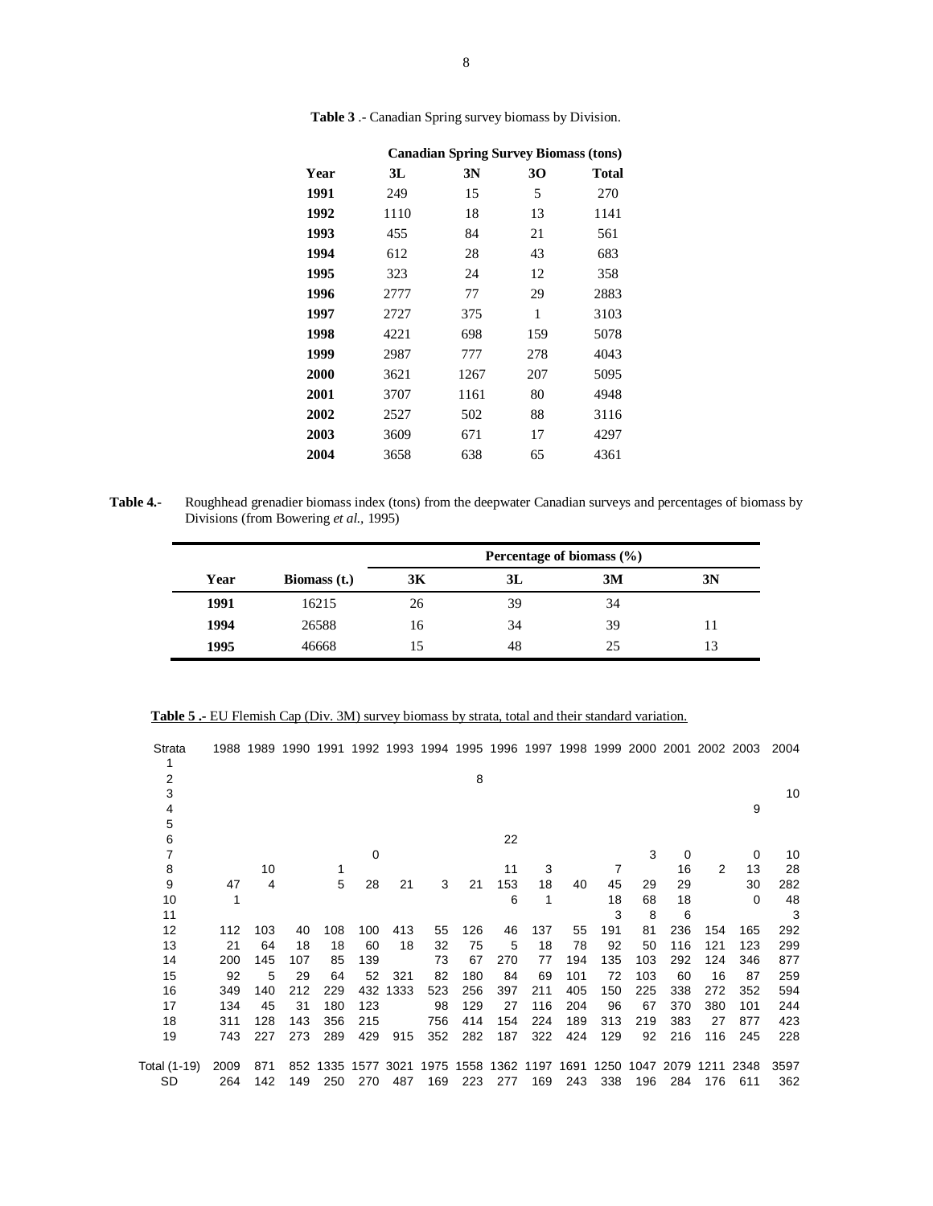**Table 3** .- Canadian Spring survey biomass by Division.

| | Canadian Spring Survey Biomass (tons) | | | |
|---|---|---|---|---|
| **Year** | **3L** | **3N** | **3O** | **Total** |
| **1991** | 249 | 15 | 5 | 270 |
| **1992** | 1110 | 18 | 13 | 1141 |
| **1993** | 455 | 84 | 21 | 561 |
| **1994** | 612 | 28 | 43 | 683 |
| **1995** | 323 | 24 | 12 | 358 |
| **1996** | 2777 | 77 | 29 | 2883 |
| **1997** | 2727 | 375 | 1 | 3103 |
| **1998** | 4221 | 698 | 159 | 5078 |
| **1999** | 2987 | 777 | 278 | 4043 |
| **2000** | 3621 | 1267 | 207 | 5095 |
| **2001** | 3707 | 1161 | 80 | 4948 |
| **2002** | 2527 | 502 | 88 | 3116 |
| **2003** | 3609 | 671 | 17 | 4297 |
| **2004** | 3658 | 638 | 65 | 4361 |

**Table 4.-** Roughhead grenadier biomass index (tons) from the deepwater Canadian surveys and percentages of biomass by Divisions (from Bowering *et al.,* 1995)

| | | Percentage of biomass (%) | | | |
|---|---|---|---|---|---|
| **Year** | **Biomass (t.)** | **3K** | **3L** | **3M** | **3N** |
| **1991** | 16215 | 26 | 39 | 34 | |
| **1994** | 26588 | 16 | 34 | 39 | 11 |
| **1995** | 46668 | 15 | 48 | 25 | 13 |

**Table 5 .-** EU Flemish Cap (Div. 3M) survey biomass by strata, total and their standard variation.

| Strata | 1988 | 1989 | 1990 | 1991 | 1992 | 1993 | 1994 | 1995 | 1996 | 1997 | 1998 | 1999 | 2000 | 2001 | 2002 | 2003 | 2004 |
|---|---|---|---|---|---|---|---|---|---|---|---|---|---|---|---|---|---|
| 1 | | | | | | | | | | | | | | | | | |
| 2 | | | | | | | | 8 | | | | | | | | | |
| 3 | | | | | | | | | | | | | | | | | 10 |
| 4 | | | | | | | | | | | | | | | | 9 | |
| 5 | | | | | | | | | | | | | | | | | |
| 6 | | | | | | | | | 22 | | | | | | | | |
| 7 | | | | | 0 | | | | | | | | 3 | 0 | | 0 | 10 |
| 8 | | 10 | | 1 | | | | | 11 | 3 | | 7 | | 16 | 2 | 13 | 28 |
| 9 | 47 | 4 | | 5 | 28 | 21 | 3 | 21 | 153 | 18 | 40 | 45 | 29 | 29 | | 30 | 282 |
| 10 | 1 | | | | | | | | 6 | 1 | | 18 | 68 | 18 | | 0 | 48 |
| 11 | | | | | | | | | | | | 3 | 8 | 6 | | | 3 |
| 12 | 112 | 103 | 40 | 108 | 100 | 413 | 55 | 126 | 46 | 137 | 55 | 191 | 81 | 236 | 154 | 165 | 292 |
| 13 | 21 | 64 | 18 | 18 | 60 | 18 | 32 | 75 | 5 | 18 | 78 | 92 | 50 | 116 | 121 | 123 | 299 |
| 14 | 200 | 145 | 107 | 85 | 139 | | 73 | 67 | 270 | 77 | 194 | 135 | 103 | 292 | 124 | 346 | 877 |
| 15 | 92 | 5 | 29 | 64 | 52 | 321 | 82 | 180 | 84 | 69 | 101 | 72 | 103 | 60 | 16 | 87 | 259 |
| 16 | 349 | 140 | 212 | 229 | 432 | 1333 | 523 | 256 | 397 | 211 | 405 | 150 | 225 | 338 | 272 | 352 | 594 |
| 17 | 134 | 45 | 31 | 180 | 123 | | 98 | 129 | 27 | 116 | 204 | 96 | 67 | 370 | 380 | 101 | 244 |
| 18 | 311 | 128 | 143 | 356 | 215 | | 756 | 414 | 154 | 224 | 189 | 313 | 219 | 383 | 27 | 877 | 423 |
| 19 | 743 | 227 | 273 | 289 | 429 | 915 | 352 | 282 | 187 | 322 | 424 | 129 | 92 | 216 | 116 | 245 | 228 |
| Total (1-19) | 2009 | 871 | 852 | 1335 | 1577 | 3021 | 1975 | 1558 | 1362 | 1197 | 1691 | 1250 | 1047 | 2079 | 1211 | 2348 | 3597 |
| SD | 264 | 142 | 149 | 250 | 270 | 487 | 169 | 223 | 277 | 169 | 243 | 338 | 196 | 284 | 176 | 611 | 362 |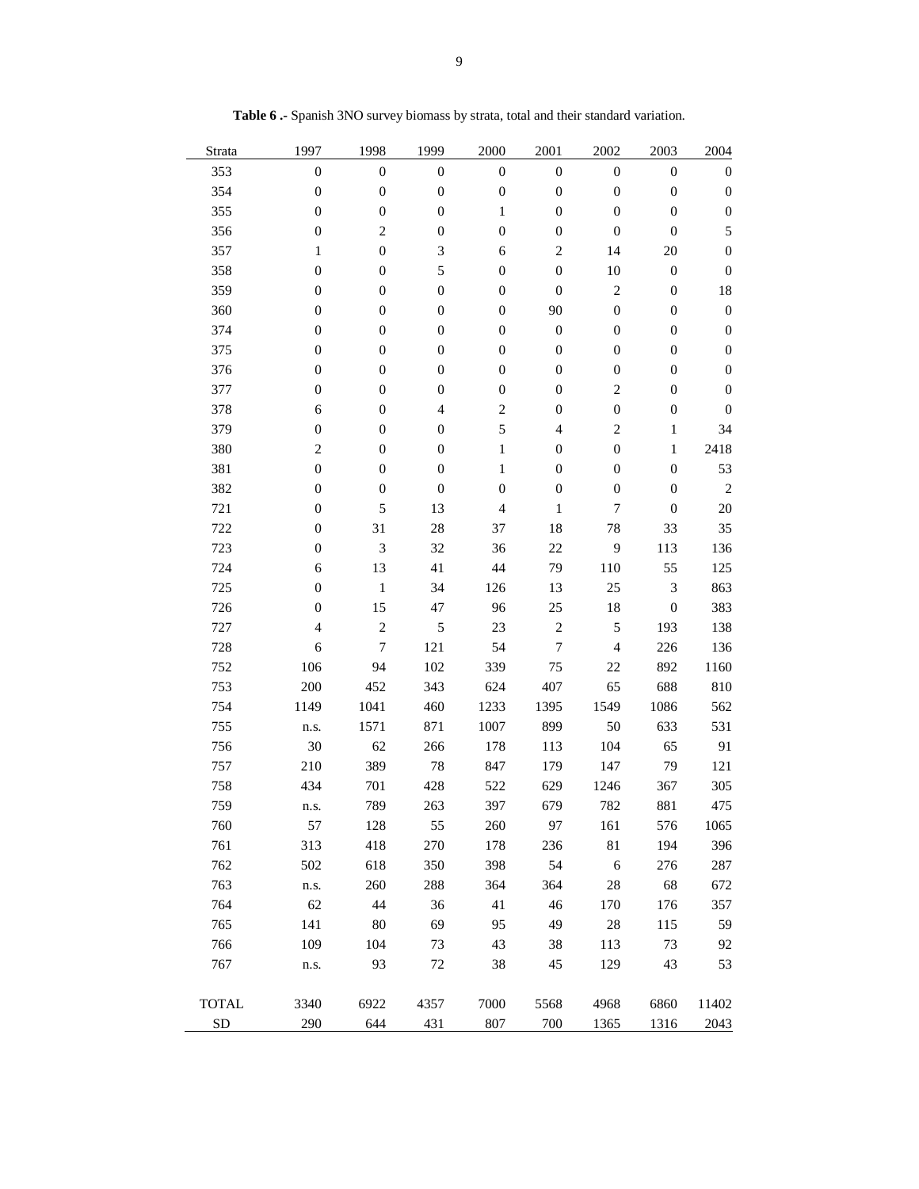**Table 6 .-** Spanish 3NO survey biomass by strata, total and their standard variation.

| Strata | 1997 | 1998 | 1999 | 2000 | 2001 | 2002 | 2003 | 2004 |
|---|---|---|---|---|---|---|---|---|
| 353 | 0 | 0 | 0 | 0 | 0 | 0 | 0 | 0 |
| 354 | 0 | 0 | 0 | 0 | 0 | 0 | 0 | 0 |
| 355 | 0 | 0 | 0 | 1 | 0 | 0 | 0 | 0 |
| 356 | 0 | 2 | 0 | 0 | 0 | 0 | 0 | 5 |
| 357 | 1 | 0 | 3 | 6 | 2 | 14 | 20 | 0 |
| 358 | 0 | 0 | 5 | 0 | 0 | 10 | 0 | 0 |
| 359 | 0 | 0 | 0 | 0 | 0 | 2 | 0 | 18 |
| 360 | 0 | 0 | 0 | 0 | 90 | 0 | 0 | 0 |
| 374 | 0 | 0 | 0 | 0 | 0 | 0 | 0 | 0 |
| 375 | 0 | 0 | 0 | 0 | 0 | 0 | 0 | 0 |
| 376 | 0 | 0 | 0 | 0 | 0 | 0 | 0 | 0 |
| 377 | 0 | 0 | 0 | 0 | 0 | 2 | 0 | 0 |
| 378 | 6 | 0 | 4 | 2 | 0 | 0 | 0 | 0 |
| 379 | 0 | 0 | 0 | 5 | 4 | 2 | 1 | 34 |
| 380 | 2 | 0 | 0 | 1 | 0 | 0 | 1 | 2418 |
| 381 | 0 | 0 | 0 | 1 | 0 | 0 | 0 | 53 |
| 382 | 0 | 0 | 0 | 0 | 0 | 0 | 0 | 2 |
| 721 | 0 | 5 | 13 | 4 | 1 | 7 | 0 | 20 |
| 722 | 0 | 31 | 28 | 37 | 18 | 78 | 33 | 35 |
| 723 | 0 | 3 | 32 | 36 | 22 | 9 | 113 | 136 |
| 724 | 6 | 13 | 41 | 44 | 79 | 110 | 55 | 125 |
| 725 | 0 | 1 | 34 | 126 | 13 | 25 | 3 | 863 |
| 726 | 0 | 15 | 47 | 96 | 25 | 18 | 0 | 383 |
| 727 | 4 | 2 | 5 | 23 | 2 | 5 | 193 | 138 |
| 728 | 6 | 7 | 121 | 54 | 7 | 4 | 226 | 136 |
| 752 | 106 | 94 | 102 | 339 | 75 | 22 | 892 | 1160 |
| 753 | 200 | 452 | 343 | 624 | 407 | 65 | 688 | 810 |
| 754 | 1149 | 1041 | 460 | 1233 | 1395 | 1549 | 1086 | 562 |
| 755 | n.s. | 1571 | 871 | 1007 | 899 | 50 | 633 | 531 |
| 756 | 30 | 62 | 266 | 178 | 113 | 104 | 65 | 91 |
| 757 | 210 | 389 | 78 | 847 | 179 | 147 | 79 | 121 |
| 758 | 434 | 701 | 428 | 522 | 629 | 1246 | 367 | 305 |
| 759 | n.s. | 789 | 263 | 397 | 679 | 782 | 881 | 475 |
| 760 | 57 | 128 | 55 | 260 | 97 | 161 | 576 | 1065 |
| 761 | 313 | 418 | 270 | 178 | 236 | 81 | 194 | 396 |
| 762 | 502 | 618 | 350 | 398 | 54 | 6 | 276 | 287 |
| 763 | n.s. | 260 | 288 | 364 | 364 | 28 | 68 | 672 |
| 764 | 62 | 44 | 36 | 41 | 46 | 170 | 176 | 357 |
| 765 | 141 | 80 | 69 | 95 | 49 | 28 | 115 | 59 |
| 766 | 109 | 104 | 73 | 43 | 38 | 113 | 73 | 92 |
| 767 | n.s. | 93 | 72 | 38 | 45 | 129 | 43 | 53 |
| TOTAL | 3340 | 6922 | 4357 | 7000 | 5568 | 4968 | 6860 | 11402 |
| SD | 290 | 644 | 431 | 807 | 700 | 1365 | 1316 | 2043 |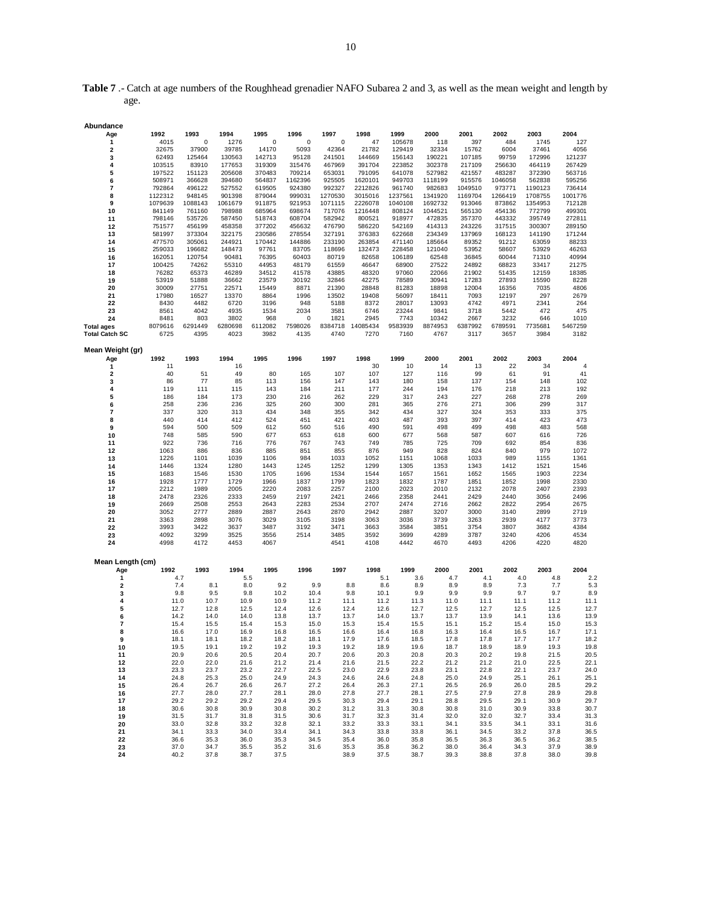**Table 7** .- Catch at age numbers of the Roughhead grenadier NAFO Subarea 2 and 3, as well as the mean weight and length by age.

**Abundance**

| Age | 1992 | 1993 | 1994 | 1995 | 1996 | 1997 | 1998 | 1999 | 2000 | 2001 | 2002 | 2003 | 2004 |
|---|---|---|---|---|---|---|---|---|---|---|---|---|---|
| 1 | 4015 | 0 | 1276 | 0 | 0 | 0 | 47 | 105678 | 118 | 397 | 484 | 1745 | 127 |
| 2 | 32675 | 37900 | 39785 | 14170 | 5093 | 42364 | 21782 | 129419 | 32334 | 15762 | 6004 | 37461 | 4056 |
| 3 | 62493 | 125464 | 130563 | 142713 | 95128 | 241501 | 144669 | 156143 | 190221 | 107185 | 99759 | 172996 | 121237 |
| 4 | 103515 | 83910 | 177653 | 319309 | 315476 | 467969 | 391704 | 223852 | 302378 | 217109 | 256630 | 464119 | 267429 |
| 5 | 197522 | 151123 | 205608 | 370483 | 709214 | 653031 | 791095 | 641078 | 527982 | 421557 | 483287 | 372390 | 563716 |
| 6 | 508971 | 366628 | 394680 | 564837 | 1162396 | 925505 | 1620101 | 949703 | 1118199 | 915576 | 1046058 | 562838 | 595256 |
| 7 | 792864 | 496122 | 527552 | 619505 | 924380 | 992327 | 2212826 | 961740 | 982683 | 1049510 | 973771 | 1190123 | 736414 |
| 8 | 1122312 | 948145 | 901398 | 879044 | 999031 | 1270530 | 3015016 | 1237561 | 1341920 | 1169704 | 1266419 | 1708755 | 1001776 |
| 9 | 1079639 | 1088143 | 1061679 | 911875 | 921953 | 1071115 | 2226078 | 1040108 | 1692732 | 913046 | 873862 | 1354953 | 712128 |
| 10 | 841149 | 761160 | 798988 | 685964 | 698674 | 717076 | 1216448 | 808124 | 1044521 | 565130 | 454136 | 772799 | 499301 |
| 11 | 798146 | 535726 | 587450 | 518743 | 608704 | 582942 | 800521 | 918977 | 472835 | 357370 | 443332 | 395749 | 272811 |
| 12 | 751577 | 456199 | 458358 | 377202 | 456632 | 476790 | 586220 | 542169 | 414313 | 243226 | 317515 | 300307 | 289150 |
| 13 | 581997 | 373304 | 322175 | 230586 | 278554 | 327191 | 376383 | 622668 | 234349 | 137969 | 168123 | 141190 | 171244 |
| 14 | 477570 | 305061 | 244921 | 170442 | 144886 | 233190 | 263854 | 471140 | 185664 | 89352 | 91212 | 63059 | 88233 |
| 15 | 259033 | 196682 | 148473 | 97761 | 83705 | 118696 | 132473 | 228458 | 121040 | 53952 | 58607 | 53929 | 46263 |
| 16 | 162051 | 120754 | 90481 | 76395 | 60403 | 80719 | 82658 | 106189 | 62548 | 36845 | 60044 | 71310 | 40994 |
| 17 | 100425 | 74262 | 55310 | 44953 | 48179 | 61559 | 46647 | 68900 | 27522 | 24892 | 68823 | 33417 | 21275 |
| 18 | 76282 | 65373 | 46289 | 34512 | 41578 | 43885 | 48320 | 97060 | 22066 | 21902 | 51435 | 12159 | 18385 |
| 19 | 53919 | 51888 | 36662 | 23579 | 30192 | 32846 | 42275 | 78589 | 30941 | 17283 | 27893 | 15590 | 8228 |
| 20 | 30009 | 27751 | 22571 | 15449 | 8871 | 21390 | 28848 | 81283 | 18898 | 12004 | 16356 | 7035 | 4806 |
| 21 | 17980 | 16527 | 13370 | 8864 | 1996 | 13502 | 19408 | 56097 | 18411 | 7093 | 12197 | 297 | 2679 |
| 22 | 8430 | 4482 | 6720 | 3196 | 948 | 5188 | 8372 | 28017 | 13093 | 4742 | 4971 | 2341 | 264 |
| 23 | 8561 | 4042 | 4935 | 1534 | 2034 | 3581 | 6746 | 23244 | 9841 | 3718 | 5442 | 472 | 475 |
| 24 | 8481 | 803 | 3802 | 968 | 0 | 1821 | 2945 | 7743 | 10342 | 2667 | 3232 | 646 | 1010 |
| **Total ages** | 8079616 | 6291449 | 6280698 | 6112082 | 7598026 | 8384718 | 14085434 | 9583939 | 8874953 | 6387992 | 6789591 | 7735681 | 5467259 |
| **Total Catch SC** | 6725 | 4395 | 4023 | 3982 | 4135 | 4740 | 7270 | 7160 | 4767 | 3117 | 3657 | 3984 | 3182 |

**Mean Weight (gr)**

| Age | 1992 | 1993 | 1994 | 1995 | 1996 | 1997 | 1998 | 1999 | 2000 | 2001 | 2002 | 2003 | 2004 |
|---|---|---|---|---|---|---|---|---|---|---|---|---|---|
| 1 | 11 | | 16 | | | | 30 | 10 | 14 | 13 | 22 | 34 | 4 |
| 2 | 40 | 51 | 49 | 80 | 165 | 107 | 107 | 127 | 116 | 99 | 61 | 91 | 41 |
| 3 | 86 | 77 | 85 | 113 | 156 | 147 | 143 | 180 | 158 | 137 | 154 | 148 | 102 |
| 4 | 119 | 111 | 115 | 143 | 184 | 211 | 177 | 244 | 194 | 176 | 218 | 213 | 192 |
| 5 | 186 | 184 | 173 | 230 | 216 | 262 | 229 | 317 | 243 | 227 | 268 | 278 | 269 |
| 6 | 258 | 236 | 236 | 325 | 260 | 300 | 281 | 365 | 276 | 271 | 306 | 299 | 317 |
| 7 | 337 | 320 | 313 | 434 | 348 | 355 | 342 | 434 | 327 | 324 | 353 | 333 | 375 |
| 8 | 440 | 414 | 412 | 524 | 451 | 421 | 403 | 487 | 393 | 397 | 414 | 423 | 473 |
| 9 | 594 | 500 | 509 | 612 | 560 | 516 | 490 | 591 | 498 | 499 | 498 | 483 | 568 |
| 10 | 748 | 585 | 590 | 677 | 653 | 618 | 600 | 677 | 568 | 587 | 607 | 616 | 726 |
| 11 | 922 | 736 | 716 | 776 | 767 | 743 | 749 | 785 | 725 | 709 | 692 | 854 | 836 |
| 12 | 1063 | 886 | 836 | 885 | 851 | 855 | 876 | 949 | 828 | 824 | 840 | 979 | 1072 |
| 13 | 1226 | 1101 | 1039 | 1106 | 984 | 1033 | 1052 | 1151 | 1068 | 1033 | 989 | 1155 | 1361 |
| 14 | 1446 | 1324 | 1280 | 1443 | 1245 | 1252 | 1299 | 1305 | 1353 | 1343 | 1412 | 1521 | 1546 |
| 15 | 1683 | 1546 | 1530 | 1705 | 1696 | 1534 | 1544 | 1657 | 1561 | 1652 | 1565 | 1903 | 2234 |
| 16 | 1928 | 1777 | 1729 | 1966 | 1837 | 1799 | 1823 | 1832 | 1787 | 1851 | 1852 | 1998 | 2330 |
| 17 | 2212 | 1989 | 2005 | 2220 | 2083 | 2257 | 2100 | 2023 | 2010 | 2132 | 2078 | 2407 | 2393 |
| 18 | 2478 | 2326 | 2333 | 2459 | 2197 | 2421 | 2466 | 2358 | 2441 | 2429 | 2440 | 3056 | 2496 |
| 19 | 2669 | 2508 | 2553 | 2643 | 2283 | 2534 | 2707 | 2474 | 2716 | 2662 | 2822 | 2954 | 2675 |
| 20 | 3052 | 2777 | 2889 | 2887 | 2643 | 2870 | 2942 | 2887 | 3207 | 3000 | 3140 | 2899 | 2719 |
| 21 | 3363 | 2898 | 3076 | 3029 | 3105 | 3198 | 3063 | 3036 | 3739 | 3263 | 2939 | 4177 | 3773 |
| 22 | 3993 | 3422 | 3637 | 3487 | 3192 | 3471 | 3663 | 3584 | 3851 | 3754 | 3807 | 3682 | 4384 |
| 23 | 4092 | 3299 | 3525 | 3556 | 2514 | 3485 | 3592 | 3699 | 4289 | 3787 | 3240 | 4206 | 4534 |
| 24 | 4998 | 4172 | 4453 | 4067 | | 4541 | 4108 | 4442 | 4670 | 4493 | 4206 | 4220 | 4820 |

**Mean Length (cm)**

| Age | 1992 | 1993 | 1994 | 1995 | 1996 | 1997 | 1998 | 1999 | 2000 | 2001 | 2002 | 2003 | 2004 |
|---|---|---|---|---|---|---|---|---|---|---|---|---|---|
| 1 | 4.7 | | 5.5 | | | | 5.1 | 3.6 | 4.7 | 4.1 | 4.0 | 4.8 | 2.2 |
| 2 | 7.4 | 8.1 | 8.0 | 9.2 | 9.9 | 8.8 | 8.6 | 8.9 | 8.9 | 8.9 | 7.3 | 7.7 | 5.3 |
| 3 | 9.8 | 9.5 | 9.8 | 10.2 | 10.4 | 9.8 | 10.1 | 9.9 | 9.9 | 9.9 | 9.7 | 9.7 | 8.9 |
| 4 | 11.0 | 10.7 | 10.9 | 10.9 | 11.2 | 11.1 | 11.2 | 11.3 | 11.0 | 11.1 | 11.1 | 11.2 | 11.1 |
| 5 | 12.7 | 12.8 | 12.5 | 12.4 | 12.6 | 12.4 | 12.6 | 12.7 | 12.5 | 12.7 | 12.5 | 12.5 | 12.7 |
| 6 | 14.2 | 14.0 | 14.0 | 13.8 | 13.7 | 13.7 | 14.0 | 13.7 | 13.7 | 13.9 | 14.1 | 13.6 | 13.9 |
| 7 | 15.4 | 15.5 | 15.4 | 15.3 | 15.0 | 15.3 | 15.4 | 15.5 | 15.1 | 15.2 | 15.4 | 15.0 | 15.3 |
| 8 | 16.6 | 17.0 | 16.9 | 16.8 | 16.5 | 16.6 | 16.4 | 16.8 | 16.3 | 16.4 | 16.5 | 16.7 | 17.1 |
| 9 | 18.1 | 18.1 | 18.2 | 18.2 | 18.1 | 17.9 | 17.6 | 18.5 | 17.8 | 17.8 | 17.7 | 17.7 | 18.2 |
| 10 | 19.5 | 19.1 | 19.2 | 19.2 | 19.3 | 19.2 | 18.9 | 19.6 | 18.7 | 18.9 | 18.9 | 19.3 | 19.8 |
| 11 | 20.9 | 20.6 | 20.5 | 20.4 | 20.7 | 20.6 | 20.3 | 20.8 | 20.3 | 20.2 | 19.8 | 21.5 | 20.5 |
| 12 | 22.0 | 22.0 | 21.6 | 21.2 | 21.4 | 21.6 | 21.5 | 22.2 | 21.2 | 21.2 | 21.0 | 22.5 | 22.1 |
| 13 | 23.3 | 23.7 | 23.2 | 22.7 | 22.5 | 23.0 | 22.9 | 23.8 | 23.1 | 22.8 | 22.1 | 23.7 | 24.0 |
| 14 | 24.8 | 25.3 | 25.0 | 24.9 | 24.3 | 24.6 | 24.6 | 24.8 | 25.0 | 24.9 | 25.1 | 26.1 | 25.1 |
| 15 | 26.4 | 26.7 | 26.6 | 26.7 | 27.2 | 26.4 | 26.3 | 27.1 | 26.5 | 26.9 | 26.0 | 28.5 | 29.2 |
| 16 | 27.7 | 28.0 | 27.7 | 28.1 | 28.0 | 27.8 | 27.7 | 28.1 | 27.5 | 27.9 | 27.8 | 28.9 | 29.8 |
| 17 | 29.2 | 29.2 | 29.2 | 29.4 | 29.5 | 30.3 | 29.4 | 29.1 | 28.8 | 29.5 | 29.1 | 30.9 | 29.7 |
| 18 | 30.6 | 30.8 | 30.9 | 30.8 | 30.2 | 31.2 | 31.3 | 30.8 | 30.8 | 31.0 | 30.9 | 33.8 | 30.7 |
| 19 | 31.5 | 31.7 | 31.8 | 31.5 | 30.6 | 31.7 | 32.3 | 31.4 | 32.0 | 32.0 | 32.7 | 33.4 | 31.3 |
| 20 | 33.0 | 32.8 | 33.2 | 32.8 | 32.1 | 33.2 | 33.3 | 33.1 | 34.1 | 33.5 | 34.1 | 33.1 | 31.6 |
| 21 | 34.1 | 33.3 | 34.0 | 33.4 | 34.1 | 34.3 | 33.8 | 33.8 | 36.1 | 34.5 | 33.2 | 37.8 | 36.5 |
| 22 | 36.6 | 35.3 | 36.0 | 35.3 | 34.5 | 35.4 | 36.0 | 35.8 | 36.5 | 36.3 | 36.5 | 36.2 | 38.5 |
| 23 | 37.0 | 34.7 | 35.5 | 35.2 | 31.6 | 35.3 | 35.8 | 36.2 | 38.0 | 36.4 | 34.3 | 37.9 | 38.9 |
| 24 | 40.2 | 37.8 | 38.7 | 37.5 | | 38.9 | 37.5 | 38.7 | 39.3 | 38.8 | 37.8 | 38.0 | 39.8 |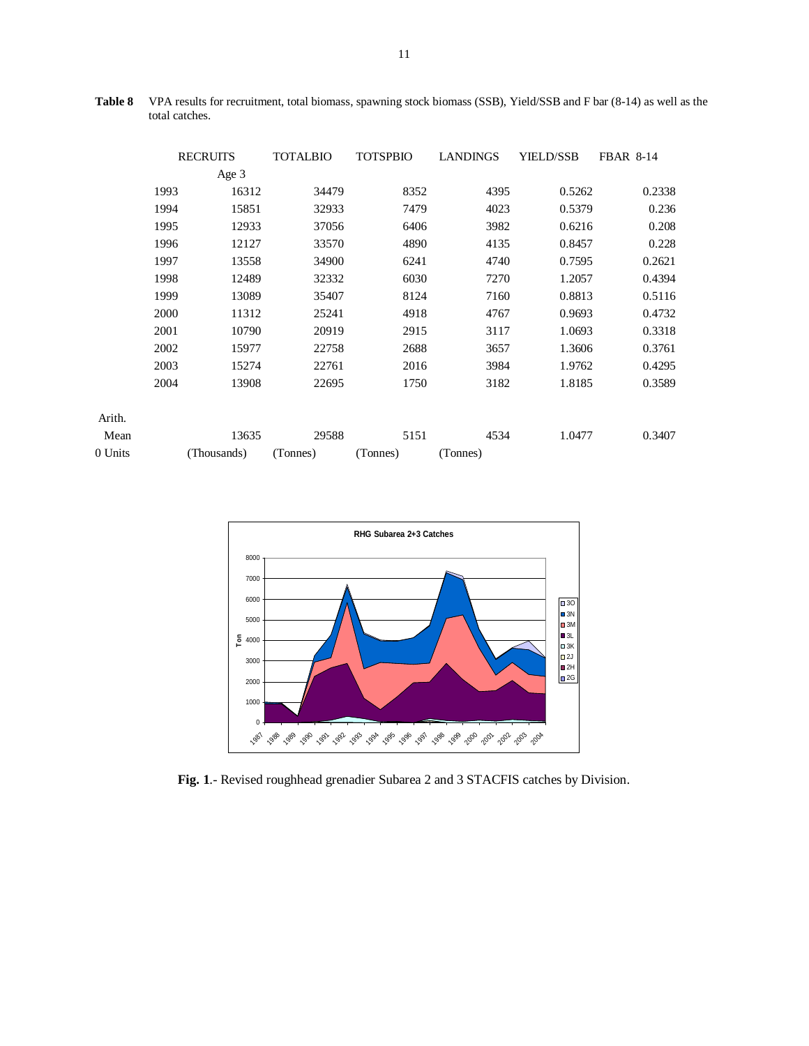**Table 8** VPA results for recruitment, total biomass, spawning stock biomass (SSB), Yield/SSB and F bar (8-14) as well as the total catches.

| | RECRUITS | TOTALBIO | TOTSPBIO | LANDINGS | YIELD/SSB | FBAR 8-14 |
|---|---|---|---|---|---|---|
| | Age 3 | | | | | |
| 1993 | 16312 | 34479 | 8352 | 4395 | 0.5262 | 0.2338 |
| 1994 | 15851 | 32933 | 7479 | 4023 | 0.5379 | 0.236 |
| 1995 | 12933 | 37056 | 6406 | 3982 | 0.6216 | 0.208 |
| 1996 | 12127 | 33570 | 4890 | 4135 | 0.8457 | 0.228 |
| 1997 | 13558 | 34900 | 6241 | 4740 | 0.7595 | 0.2621 |
| 1998 | 12489 | 32332 | 6030 | 7270 | 1.2057 | 0.4394 |
| 1999 | 13089 | 35407 | 8124 | 7160 | 0.8813 | 0.5116 |
| 2000 | 11312 | 25241 | 4918 | 4767 | 0.9693 | 0.4732 |
| 2001 | 10790 | 20919 | 2915 | 3117 | 1.0693 | 0.3318 |
| 2002 | 15977 | 22758 | 2688 | 3657 | 1.3606 | 0.3761 |
| 2003 | 15274 | 22761 | 2016 | 3984 | 1.9762 | 0.4295 |
| 2004 | 13908 | 22695 | 1750 | 3182 | 1.8185 | 0.3589 |
| Arith. Mean | 13635 | 29588 | 5151 | 4534 | 1.0477 | 0.3407 |
| 0 Units | (Thousands) | (Tonnes) | (Tonnes) | (Tonnes) | | |

**Fig. 1**.- Revised roughhead grenadier Subarea 2 and 3 STACFIS catches by Division.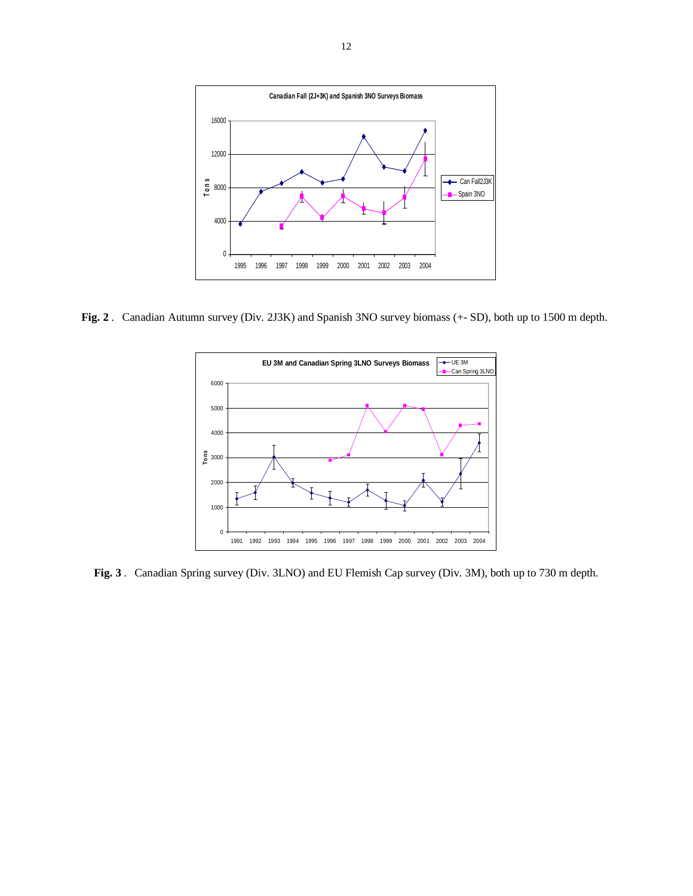**Fig. 2** . Canadian Autumn survey (Div. 2J3K) and Spanish 3NO survey biomass (+- SD), both up to 1500 m depth.

**Fig. 3** . Canadian Spring survey (Div. 3LNO) and EU Flemish Cap survey (Div. 3M), both up to 730 m depth.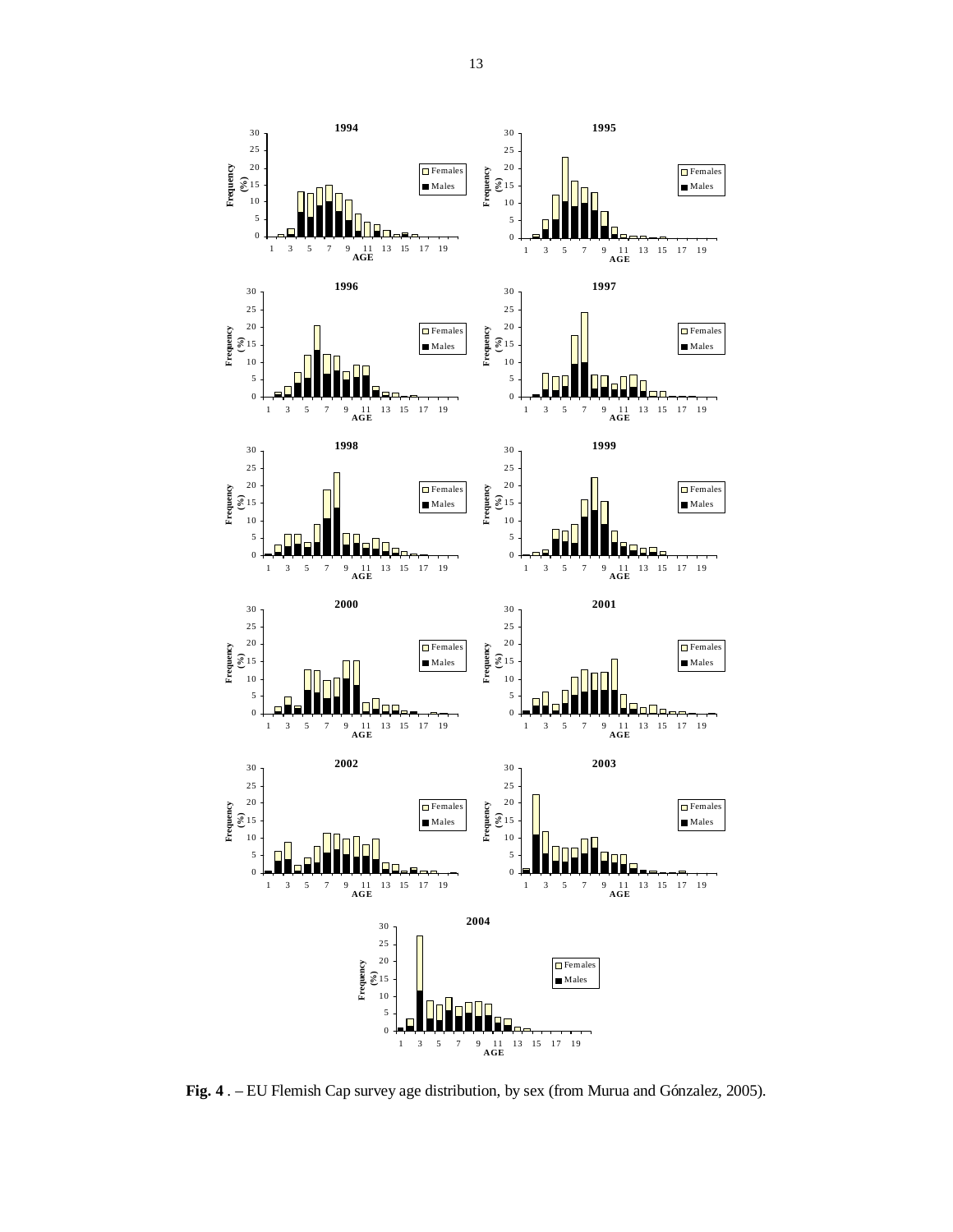**Fig. 4** . – EU Flemish Cap survey age distribution, by sex (from Murua and Gónzalez, 2005).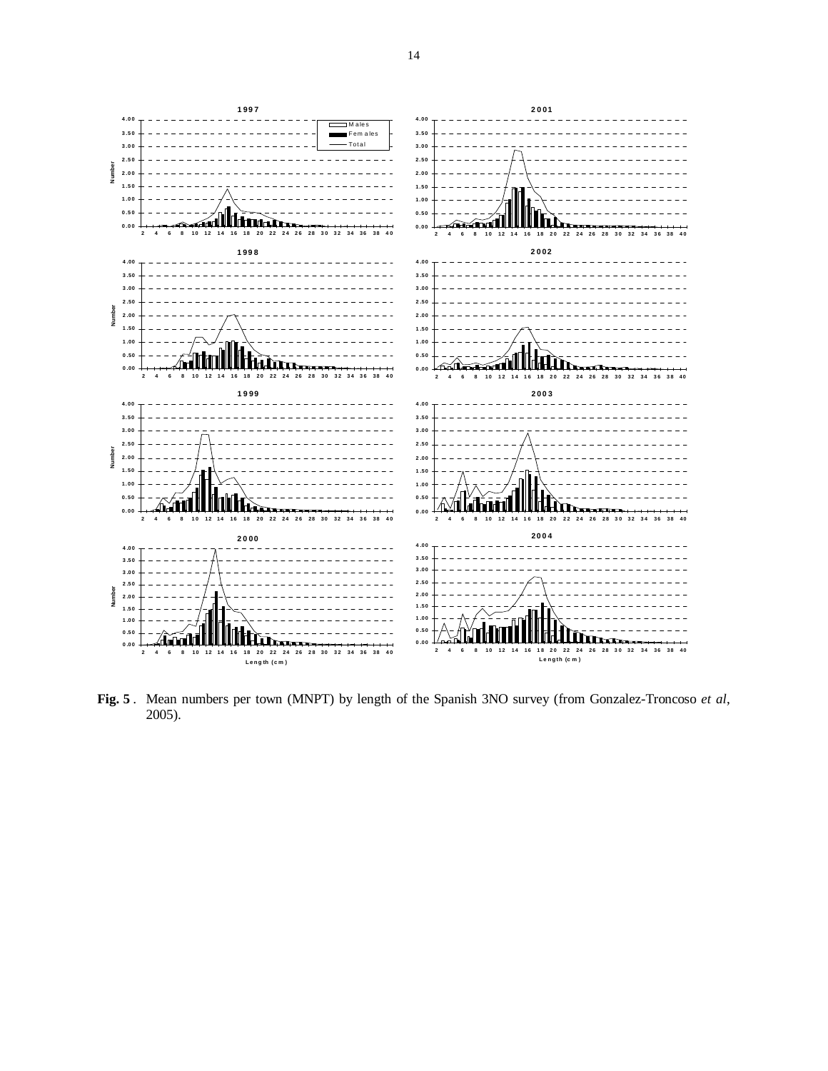**Fig. 5**. Mean numbers per town (MNPT) by length of the Spanish 3NO survey (from Gonzalez-Troncoso *et al*, 2005).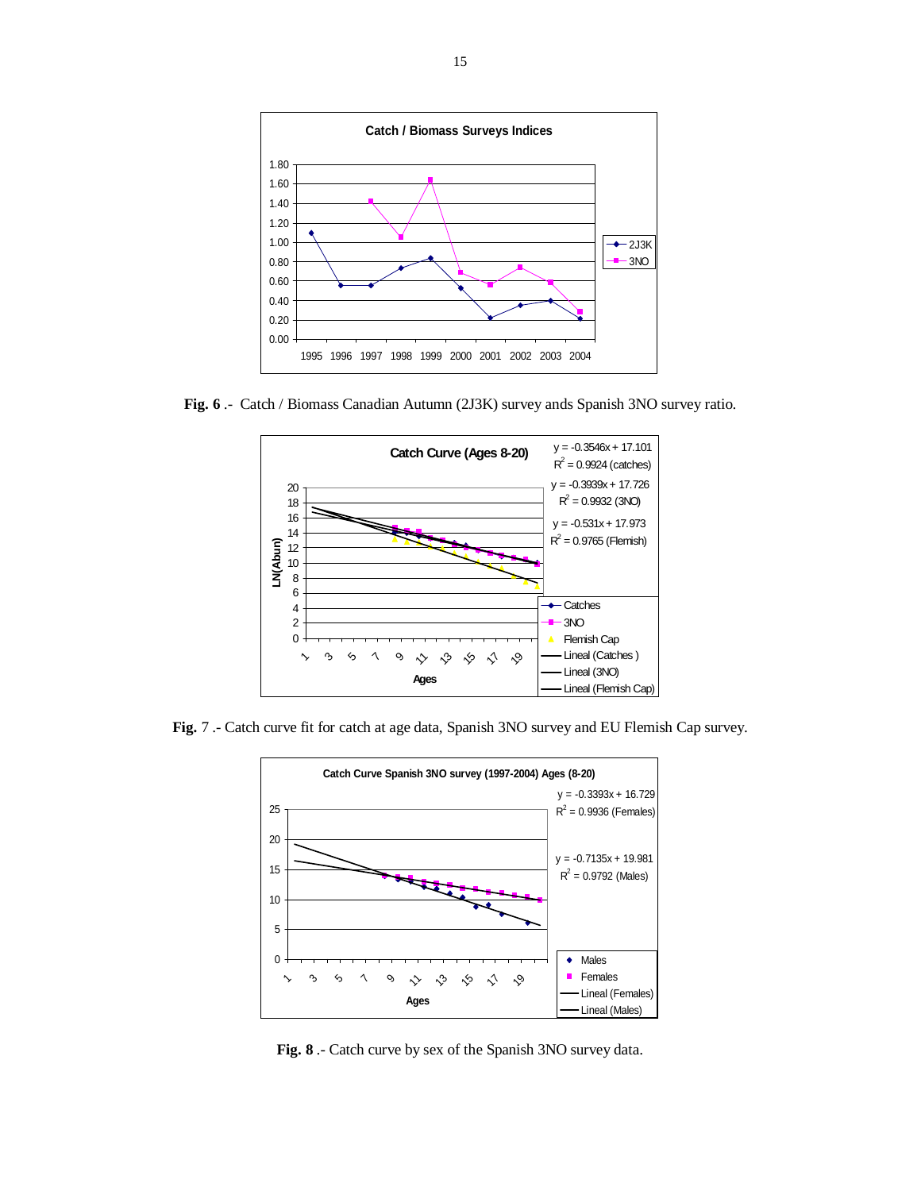**Fig. 6** .- Catch / Biomass Canadian Autumn (2J3K) survey ands Spanish 3NO survey ratio.

**Fig.** 7 .- Catch curve fit for catch at age data, Spanish 3NO survey and EU Flemish Cap survey.

**Fig. 8** .- Catch curve by sex of the Spanish 3NO survey data.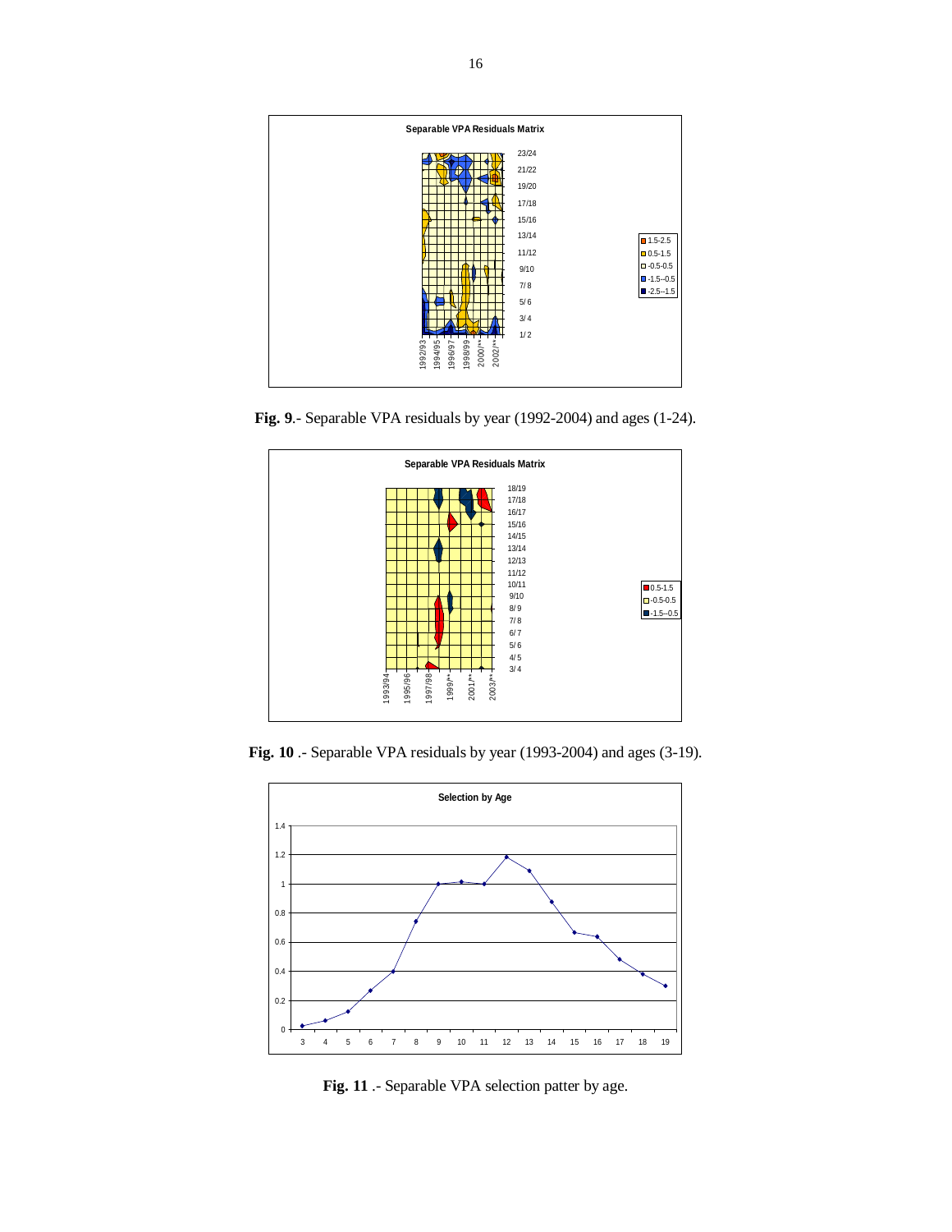**Fig. 9**.- Separable VPA residuals by year (1992-2004) and ages (1-24).

**Fig. 10** .- Separable VPA residuals by year (1993-2004) and ages (3-19).

**Fig. 11** .- Separable VPA selection patter by age.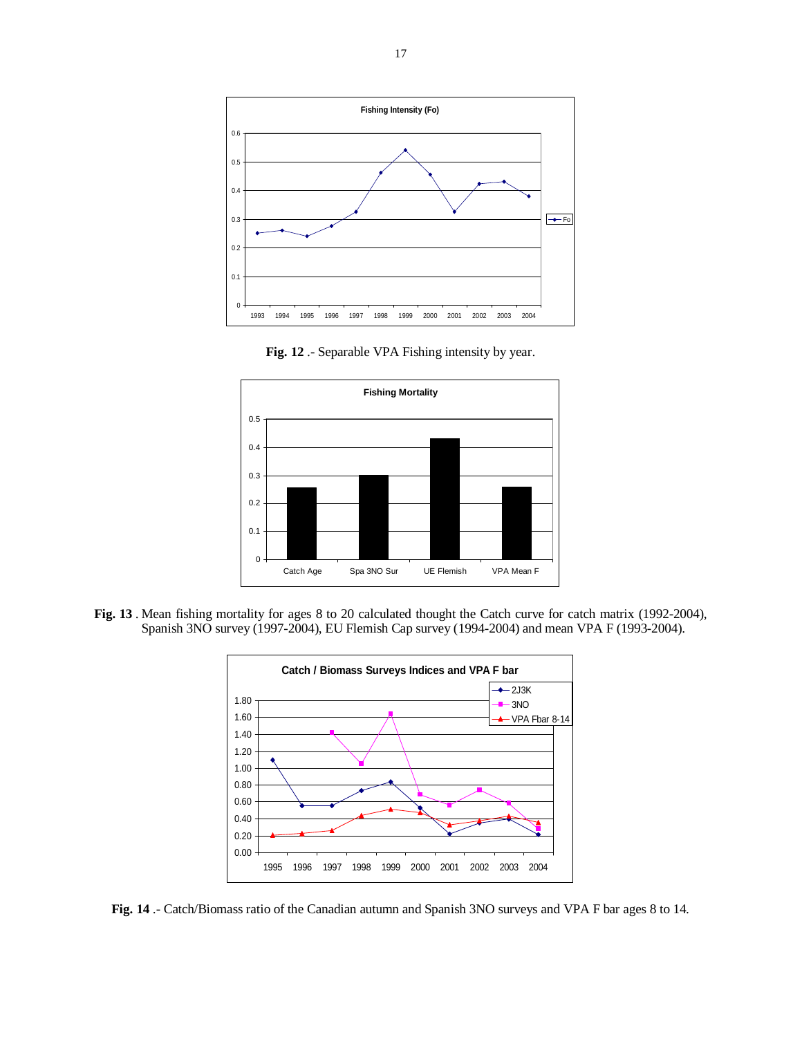**Fig. 12** .- Separable VPA Fishing intensity by year.

**Fig. 13** . Mean fishing mortality for ages 8 to 20 calculated thought the Catch curve for catch matrix (1992-2004), Spanish 3NO survey (1997-2004), EU Flemish Cap survey (1994-2004) and mean VPA F (1993-2004).

**Fig. 14** .- Catch/Biomass ratio of the Canadian autumn and Spanish 3NO surveys and VPA F bar ages 8 to 14.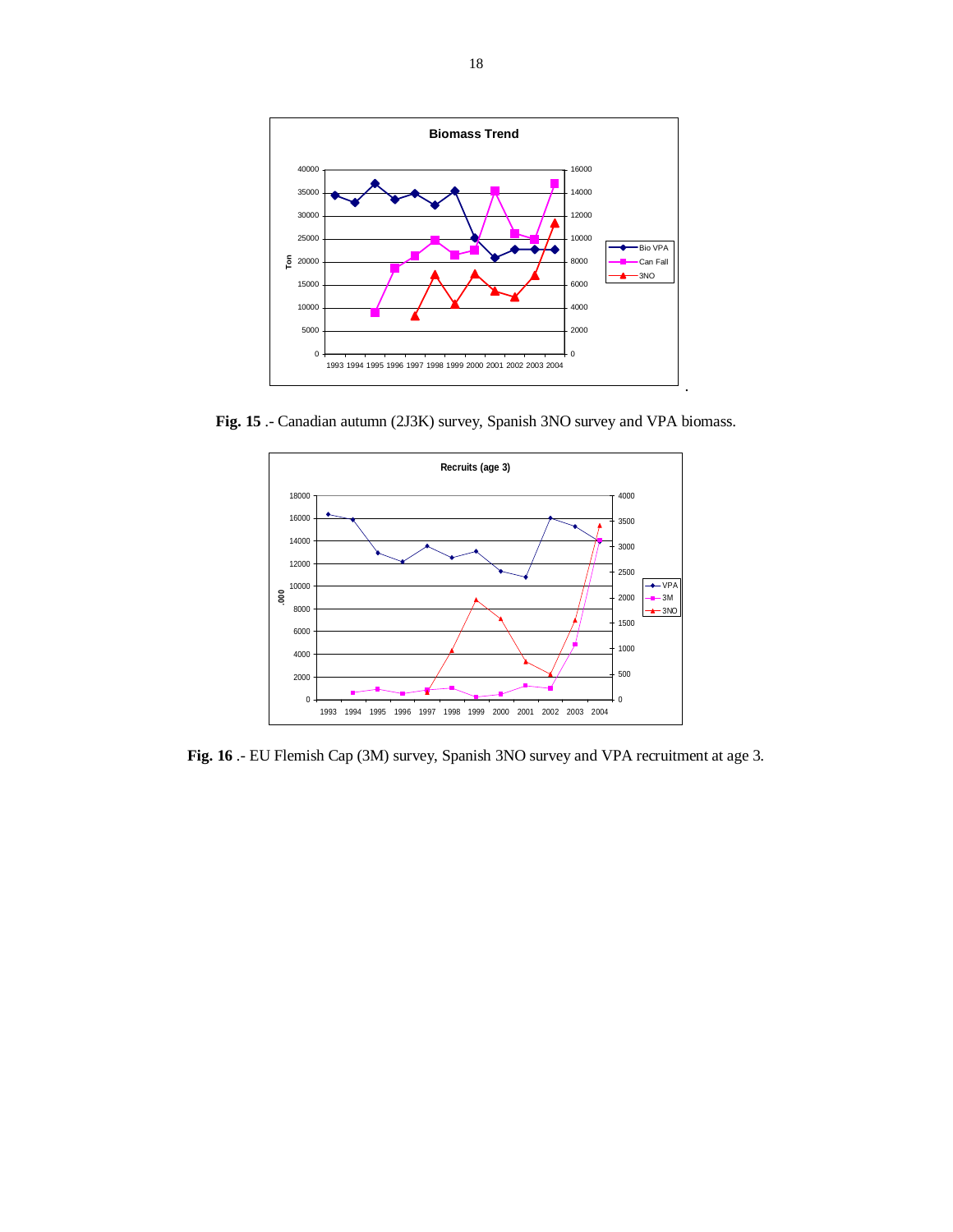Biomass Trend

Ton

40000
35000
30000
25000
20000
15000
10000
5000
0

16000
14000
12000
10000
8000
6000
4000
2000
0

1993 1994 1995 1996 1997 1998 1999 2000 2001 2002 2003 2004

Bio VPA
Can Fall
3NO

**Fig. 15** .- Canadian autumn (2J3K) survey, Spanish 3NO survey and VPA biomass.

Recruits (age 3)

.000

18000
16000
14000
12000
10000
8000
6000
4000
2000
0

4000
3500
3000
2500
2000
1500
1000
500
0

1993 1994 1995 1996 1997 1998 1999 2000 2001 2002 2003 2004

VPA
3M
3NO

**Fig. 16** .- EU Flemish Cap (3M) survey, Spanish 3NO survey and VPA recruitment at age 3.